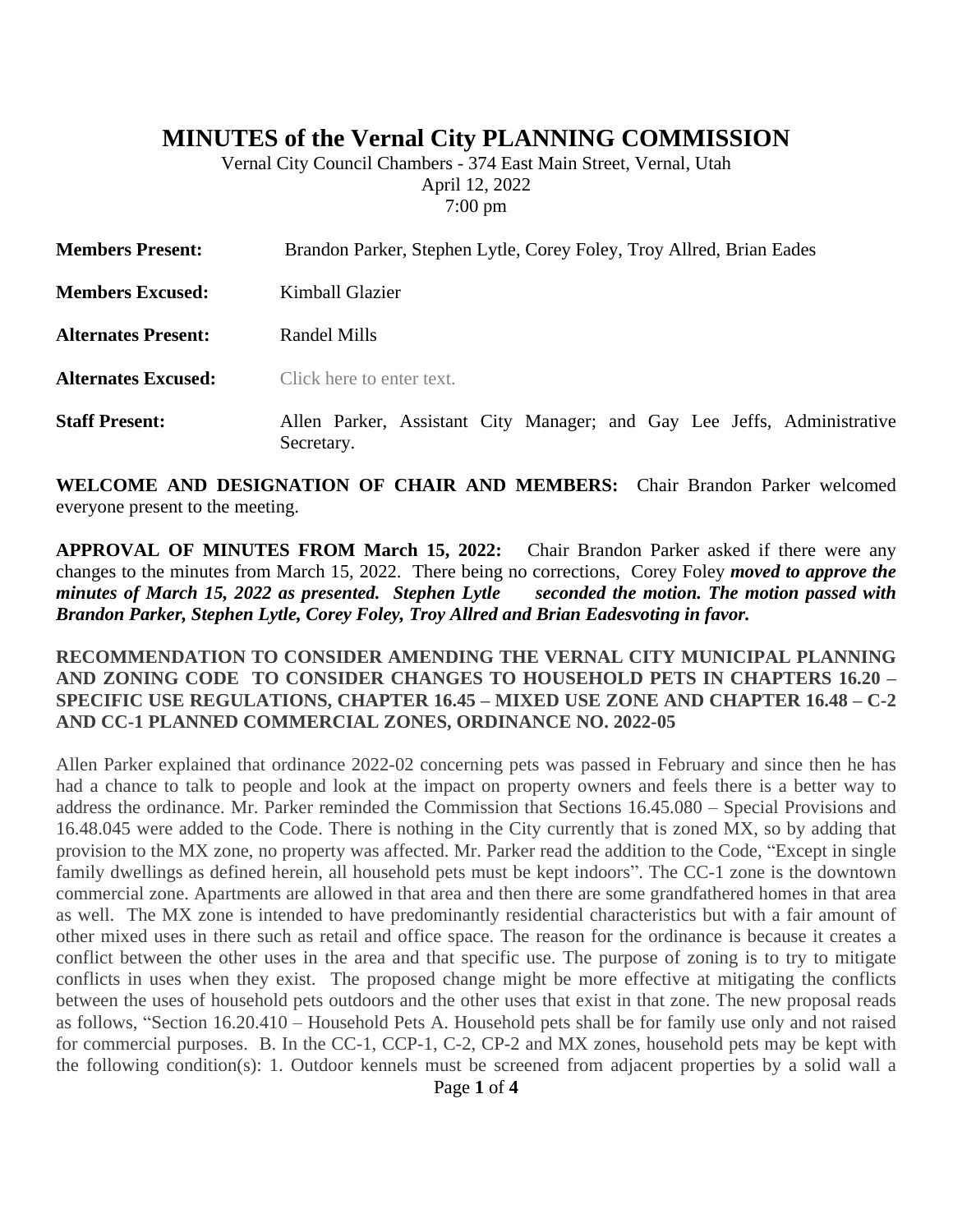# MINUTES of the Vernal City PLANNING COMMISSION

Vernal City Council Chambers - 374 East Main Street, Vernal, Utah
April 12, 2022
7:00 pm

**Members Present:** Brandon Parker, Stephen Lytle, Corey Foley, Troy Allred, Brian Eades

**Members Excused:** Kimball Glazier

**Alternates Present:** Randel Mills

**Alternates Excused:** Click here to enter text.

**Staff Present:** Allen Parker, Assistant City Manager; and Gay Lee Jeffs, Administrative Secretary.

**WELCOME AND DESIGNATION OF CHAIR AND MEMBERS:** Chair Brandon Parker welcomed everyone present to the meeting.

**APPROVAL OF MINUTES FROM March 15, 2022:** Chair Brandon Parker asked if there were any changes to the minutes from March 15, 2022. There being no corrections, Corey Foley ***moved to approve the minutes of March 15, 2022 as presented. Stephen Lytle seconded the motion. The motion passed with Brandon Parker, Stephen Lytle, Corey Foley, Troy Allred and Brian Eadesvoting in favor.***

**RECOMMENDATION TO CONSIDER AMENDING THE VERNAL CITY MUNICIPAL PLANNING AND ZONING CODE TO CONSIDER CHANGES TO HOUSEHOLD PETS IN CHAPTERS 16.20 – SPECIFIC USE REGULATIONS, CHAPTER 16.45 – MIXED USE ZONE AND CHAPTER 16.48 – C-2 AND CC-1 PLANNED COMMERCIAL ZONES, ORDINANCE NO. 2022-05**

Allen Parker explained that ordinance 2022-02 concerning pets was passed in February and since then he has had a chance to talk to people and look at the impact on property owners and feels there is a better way to address the ordinance. Mr. Parker reminded the Commission that Sections 16.45.080 – Special Provisions and 16.48.045 were added to the Code. There is nothing in the City currently that is zoned MX, so by adding that provision to the MX zone, no property was affected. Mr. Parker read the addition to the Code, "Except in single family dwellings as defined herein, all household pets must be kept indoors". The CC-1 zone is the downtown commercial zone. Apartments are allowed in that area and then there are some grandfathered homes in that area as well. The MX zone is intended to have predominantly residential characteristics but with a fair amount of other mixed uses in there such as retail and office space. The reason for the ordinance is because it creates a conflict between the other uses in the area and that specific use. The purpose of zoning is to try to mitigate conflicts in uses when they exist. The proposed change might be more effective at mitigating the conflicts between the uses of household pets outdoors and the other uses that exist in that zone. The new proposal reads as follows, "Section 16.20.410 – Household Pets A. Household pets shall be for family use only and not raised for commercial purposes. B. In the CC-1, CCP-1, C-2, CP-2 and MX zones, household pets may be kept with the following condition(s): 1. Outdoor kennels must be screened from adjacent properties by a solid wall a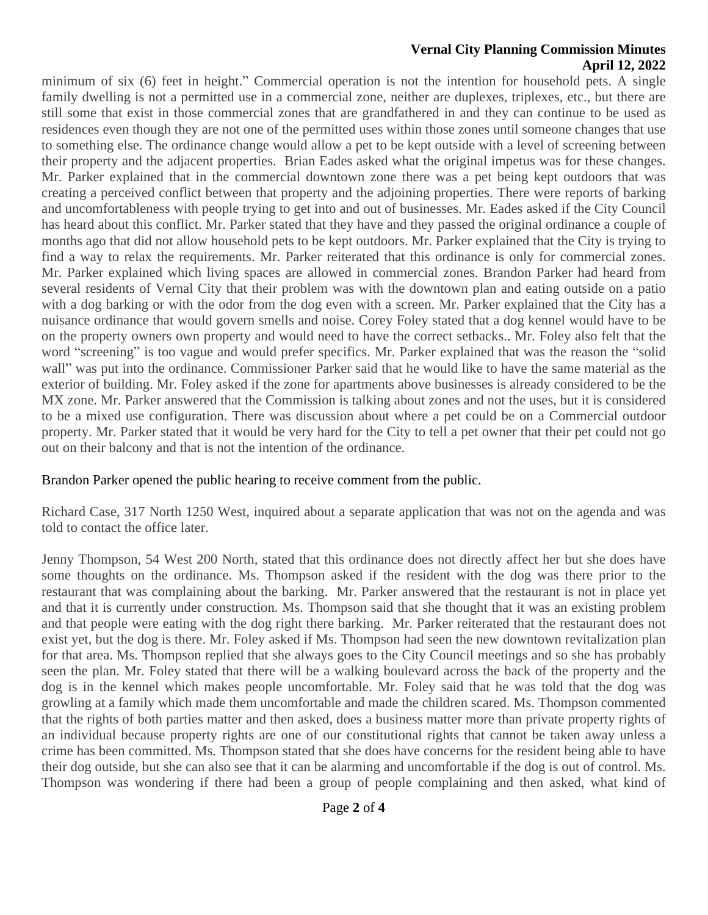minimum of six (6) feet in height." Commercial operation is not the intention for household pets. A single family dwelling is not a permitted use in a commercial zone, neither are duplexes, triplexes, etc., but there are still some that exist in those commercial zones that are grandfathered in and they can continue to be used as residences even though they are not one of the permitted uses within those zones until someone changes that use to something else. The ordinance change would allow a pet to be kept outside with a level of screening between their property and the adjacent properties. Brian Eades asked what the original impetus was for these changes. Mr. Parker explained that in the commercial downtown zone there was a pet being kept outdoors that was creating a perceived conflict between that property and the adjoining properties. There were reports of barking and uncomfortableness with people trying to get into and out of businesses. Mr. Eades asked if the City Council has heard about this conflict. Mr. Parker stated that they have and they passed the original ordinance a couple of months ago that did not allow household pets to be kept outdoors. Mr. Parker explained that the City is trying to find a way to relax the requirements. Mr. Parker reiterated that this ordinance is only for commercial zones. Mr. Parker explained which living spaces are allowed in commercial zones. Brandon Parker had heard from several residents of Vernal City that their problem was with the downtown plan and eating outside on a patio with a dog barking or with the odor from the dog even with a screen. Mr. Parker explained that the City has a nuisance ordinance that would govern smells and noise. Corey Foley stated that a dog kennel would have to be on the property owners own property and would need to have the correct setbacks.. Mr. Foley also felt that the word "screening" is too vague and would prefer specifics. Mr. Parker explained that was the reason the "solid wall" was put into the ordinance. Commissioner Parker said that he would like to have the same material as the exterior of building. Mr. Foley asked if the zone for apartments above businesses is already considered to be the MX zone. Mr. Parker answered that the Commission is talking about zones and not the uses, but it is considered to be a mixed use configuration. There was discussion about where a pet could be on a Commercial outdoor property. Mr. Parker stated that it would be very hard for the City to tell a pet owner that their pet could not go out on their balcony and that is not the intention of the ordinance.

Brandon Parker opened the public hearing to receive comment from the public.

Richard Case, 317 North 1250 West, inquired about a separate application that was not on the agenda and was told to contact the office later.

Jenny Thompson, 54 West 200 North, stated that this ordinance does not directly affect her but she does have some thoughts on the ordinance. Ms. Thompson asked if the resident with the dog was there prior to the restaurant that was complaining about the barking. Mr. Parker answered that the restaurant is not in place yet and that it is currently under construction. Ms. Thompson said that she thought that it was an existing problem and that people were eating with the dog right there barking. Mr. Parker reiterated that the restaurant does not exist yet, but the dog is there. Mr. Foley asked if Ms. Thompson had seen the new downtown revitalization plan for that area. Ms. Thompson replied that she always goes to the City Council meetings and so she has probably seen the plan. Mr. Foley stated that there will be a walking boulevard across the back of the property and the dog is in the kennel which makes people uncomfortable. Mr. Foley said that he was told that the dog was growling at a family which made them uncomfortable and made the children scared. Ms. Thompson commented that the rights of both parties matter and then asked, does a business matter more than private property rights of an individual because property rights are one of our constitutional rights that cannot be taken away unless a crime has been committed. Ms. Thompson stated that she does have concerns for the resident being able to have their dog outside, but she can also see that it can be alarming and uncomfortable if the dog is out of control. Ms. Thompson was wondering if there had been a group of people complaining and then asked, what kind of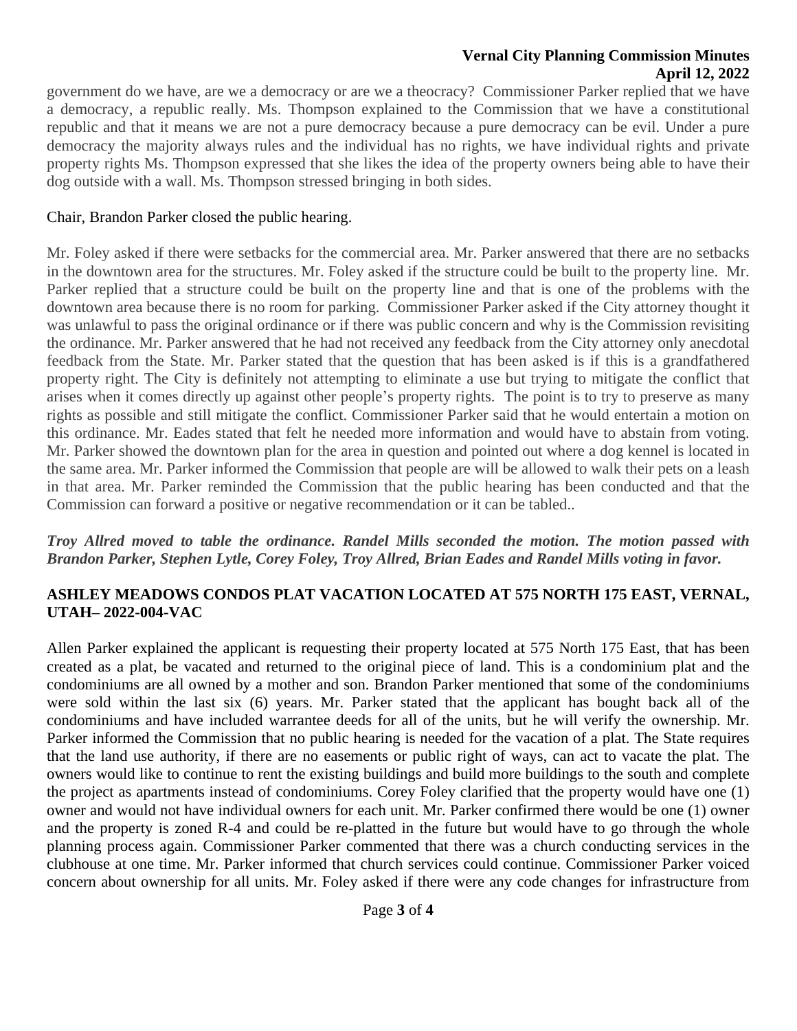government do we have, are we a democracy or are we a theocracy? Commissioner Parker replied that we have a democracy, a republic really. Ms. Thompson explained to the Commission that we have a constitutional republic and that it means we are not a pure democracy because a pure democracy can be evil. Under a pure democracy the majority always rules and the individual has no rights, we have individual rights and private property rights Ms. Thompson expressed that she likes the idea of the property owners being able to have their dog outside with a wall. Ms. Thompson stressed bringing in both sides.

Chair, Brandon Parker closed the public hearing.

Mr. Foley asked if there were setbacks for the commercial area. Mr. Parker answered that there are no setbacks in the downtown area for the structures. Mr. Foley asked if the structure could be built to the property line. Mr. Parker replied that a structure could be built on the property line and that is one of the problems with the downtown area because there is no room for parking. Commissioner Parker asked if the City attorney thought it was unlawful to pass the original ordinance or if there was public concern and why is the Commission revisiting the ordinance. Mr. Parker answered that he had not received any feedback from the City attorney only anecdotal feedback from the State. Mr. Parker stated that the question that has been asked is if this is a grandfathered property right. The City is definitely not attempting to eliminate a use but trying to mitigate the conflict that arises when it comes directly up against other people's property rights. The point is to try to preserve as many rights as possible and still mitigate the conflict. Commissioner Parker said that he would entertain a motion on this ordinance. Mr. Eades stated that felt he needed more information and would have to abstain from voting. Mr. Parker showed the downtown plan for the area in question and pointed out where a dog kennel is located in the same area. Mr. Parker informed the Commission that people are will be allowed to walk their pets on a leash in that area. Mr. Parker reminded the Commission that the public hearing has been conducted and that the Commission can forward a positive or negative recommendation or it can be tabled..

***Troy Allred moved to table the ordinance. Randel Mills seconded the motion. The motion passed with Brandon Parker, Stephen Lytle, Corey Foley, Troy Allred, Brian Eades and Randel Mills voting in favor.***

## ASHLEY MEADOWS CONDOS PLAT VACATION LOCATED AT 575 NORTH 175 EAST, VERNAL, UTAH– 2022-004-VAC

Allen Parker explained the applicant is requesting their property located at 575 North 175 East, that has been created as a plat, be vacated and returned to the original piece of land. This is a condominium plat and the condominiums are all owned by a mother and son. Brandon Parker mentioned that some of the condominiums were sold within the last six (6) years. Mr. Parker stated that the applicant has bought back all of the condominiums and have included warrantee deeds for all of the units, but he will verify the ownership. Mr. Parker informed the Commission that no public hearing is needed for the vacation of a plat. The State requires that the land use authority, if there are no easements or public right of ways, can act to vacate the plat. The owners would like to continue to rent the existing buildings and build more buildings to the south and complete the project as apartments instead of condominiums. Corey Foley clarified that the property would have one (1) owner and would not have individual owners for each unit. Mr. Parker confirmed there would be one (1) owner and the property is zoned R-4 and could be re-platted in the future but would have to go through the whole planning process again. Commissioner Parker commented that there was a church conducting services in the clubhouse at one time. Mr. Parker informed that church services could continue. Commissioner Parker voiced concern about ownership for all units. Mr. Foley asked if there were any code changes for infrastructure from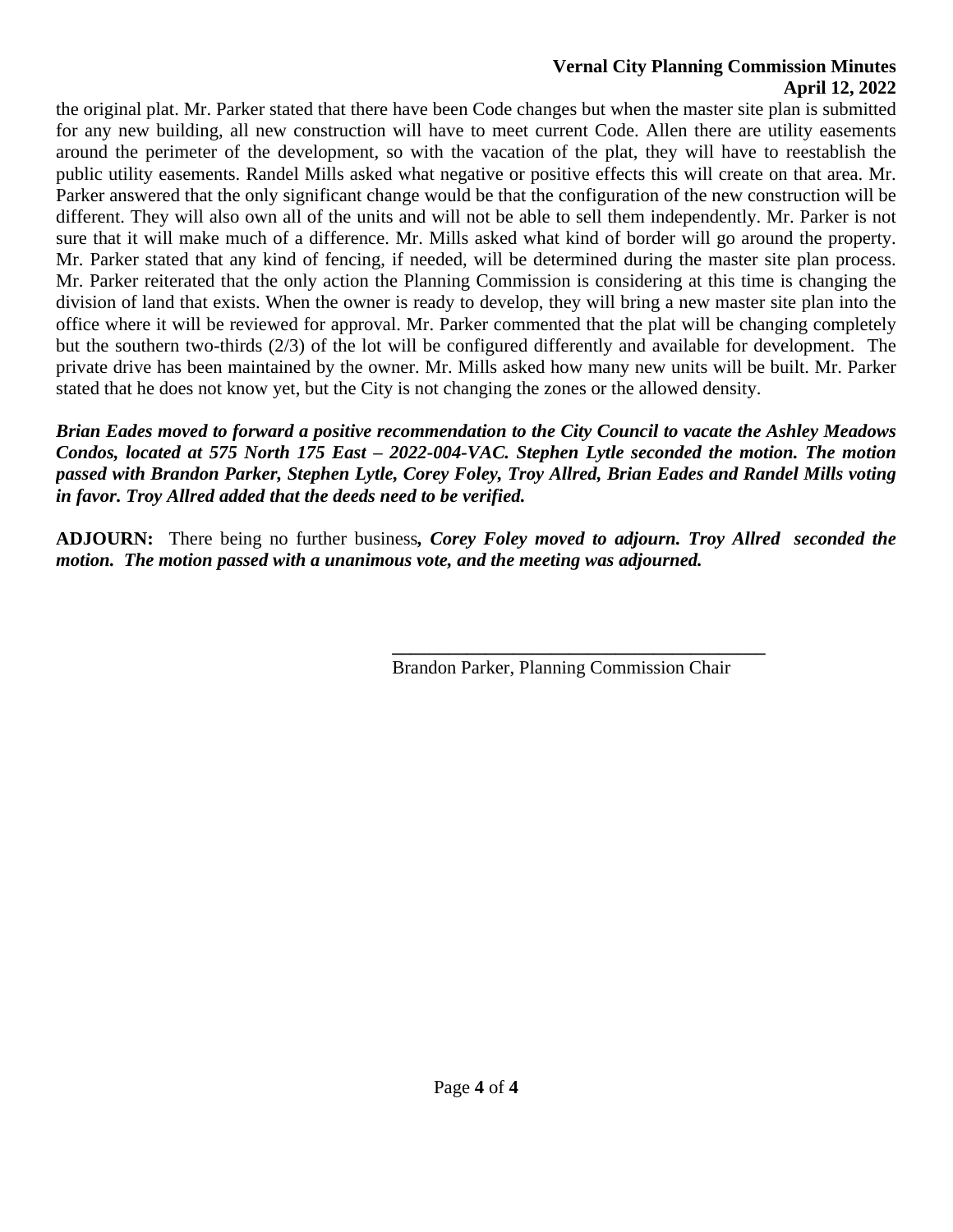the original plat. Mr. Parker stated that there have been Code changes but when the master site plan is submitted for any new building, all new construction will have to meet current Code. Allen there are utility easements around the perimeter of the development, so with the vacation of the plat, they will have to reestablish the public utility easements. Randel Mills asked what negative or positive effects this will create on that area. Mr. Parker answered that the only significant change would be that the configuration of the new construction will be different. They will also own all of the units and will not be able to sell them independently. Mr. Parker is not sure that it will make much of a difference. Mr. Mills asked what kind of border will go around the property. Mr. Parker stated that any kind of fencing, if needed, will be determined during the master site plan process. Mr. Parker reiterated that the only action the Planning Commission is considering at this time is changing the division of land that exists. When the owner is ready to develop, they will bring a new master site plan into the office where it will be reviewed for approval. Mr. Parker commented that the plat will be changing completely but the southern two-thirds (2/3) of the lot will be configured differently and available for development. The private drive has been maintained by the owner. Mr. Mills asked how many new units will be built. Mr. Parker stated that he does not know yet, but the City is not changing the zones or the allowed density.

***Brian Eades moved to forward a positive recommendation to the City Council to vacate the Ashley Meadows Condos, located at 575 North 175 East – 2022-004-VAC. Stephen Lytle seconded the motion. The motion passed with Brandon Parker, Stephen Lytle, Corey Foley, Troy Allred, Brian Eades and Randel Mills voting in favor. Troy Allred added that the deeds need to be verified.***

**ADJOURN:** There being no further business***, Corey Foley moved to adjourn. Troy Allred seconded the motion. The motion passed with a unanimous vote, and the meeting was adjourned.***

\_\_\_\_\_\_\_\_\_\_\_\_\_\_\_\_\_\_\_\_\_\_\_\_\_\_\_\_\_\_\_\_\_\_\_\_\_\_\_\_

Brandon Parker, Planning Commission Chair